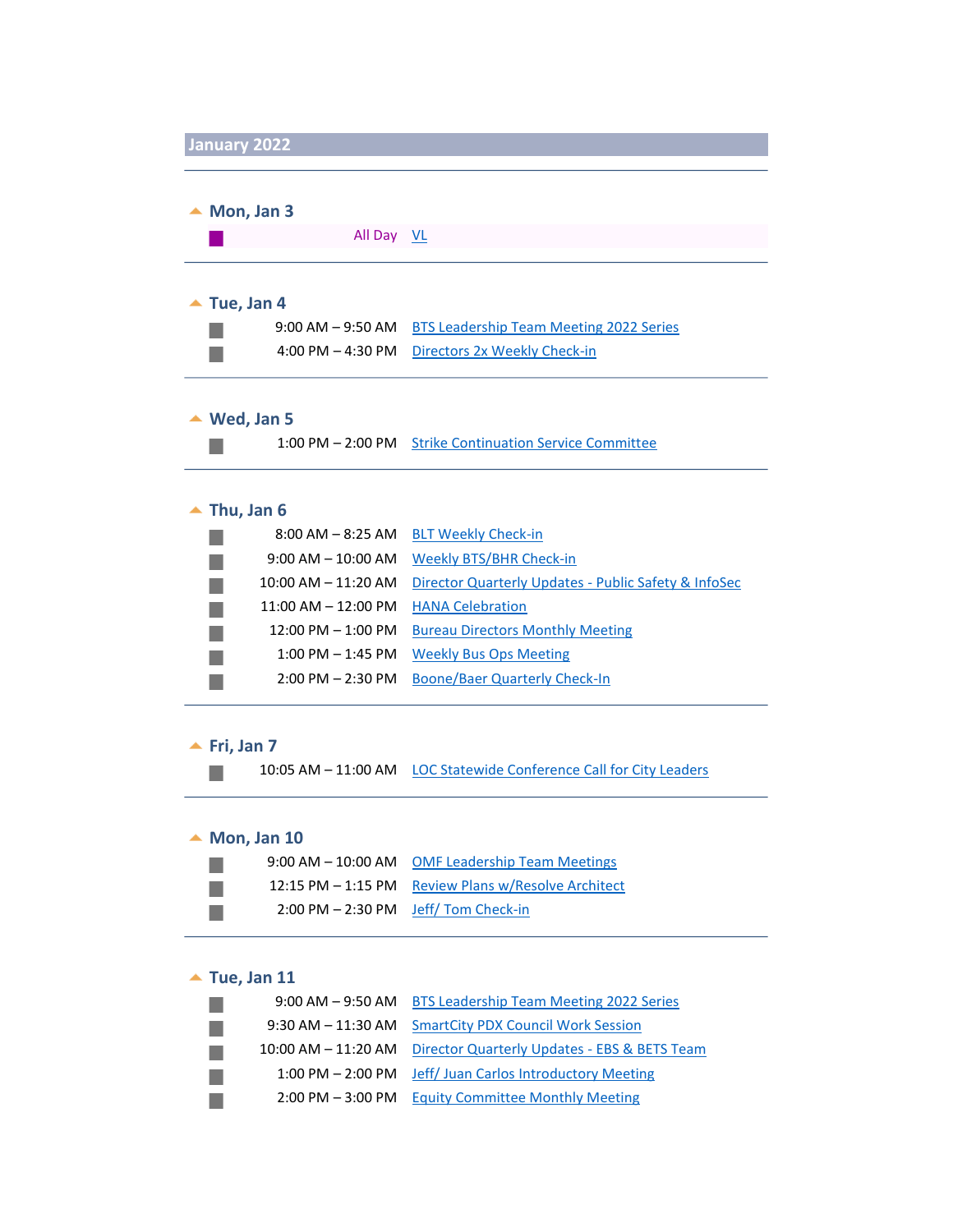## January 2022

### Mon, Jan 3

| | |
|---|---|
| All Day | VL |

### Tue, Jan 4

| | |
|---|---|
| 9:00 AM – 9:50 AM | BTS Leadership Team Meeting 2022 Series |
| 4:00 PM – 4:30 PM | Directors 2x Weekly Check-in |

### Wed, Jan 5

| | |
|---|---|
| 1:00 PM – 2:00 PM | Strike Continuation Service Committee |

### Thu, Jan 6

| | |
|---|---|
| 8:00 AM – 8:25 AM | BLT Weekly Check-in |
| 9:00 AM – 10:00 AM | Weekly BTS/BHR Check-in |
| 10:00 AM – 11:20 AM | Director Quarterly Updates - Public Safety & InfoSec |
| 11:00 AM – 12:00 PM | HANA Celebration |
| 12:00 PM – 1:00 PM | Bureau Directors Monthly Meeting |
| 1:00 PM – 1:45 PM | Weekly Bus Ops Meeting |
| 2:00 PM – 2:30 PM | Boone/Baer Quarterly Check-In |

### Fri, Jan 7

| | |
|---|---|
| 10:05 AM – 11:00 AM | LOC Statewide Conference Call for City Leaders |

### Mon, Jan 10

| | |
|---|---|
| 9:00 AM – 10:00 AM | OMF Leadership Team Meetings |
| 12:15 PM – 1:15 PM | Review Plans w/Resolve Architect |
| 2:00 PM – 2:30 PM | Jeff/ Tom Check-in |

### Tue, Jan 11

| | |
|---|---|
| 9:00 AM – 9:50 AM | BTS Leadership Team Meeting 2022 Series |
| 9:30 AM – 11:30 AM | SmartCity PDX Council Work Session |
| 10:00 AM – 11:20 AM | Director Quarterly Updates - EBS & BETS Team |
| 1:00 PM – 2:00 PM | Jeff/ Juan Carlos Introductory Meeting |
| 2:00 PM – 3:00 PM | Equity Committee Monthly Meeting |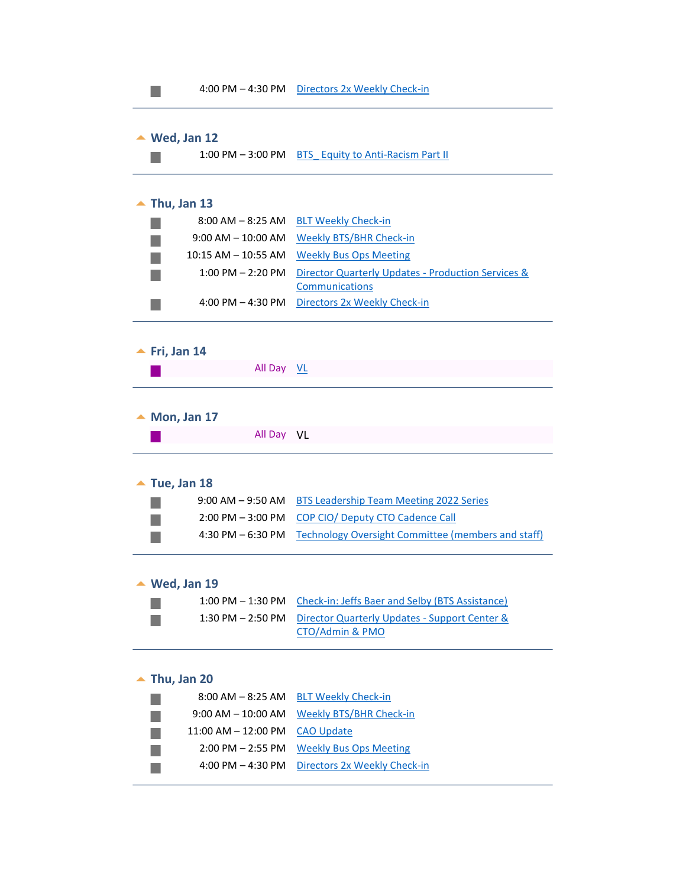4:00 PM – 4:30 PM Directors 2x Weekly Check-in

---

## Wed, Jan 12

1:00 PM – 3:00 PM BTS_ Equity to Anti-Racism Part II

---

## Thu, Jan 13

8:00 AM – 8:25 AM BLT Weekly Check-in

9:00 AM – 10:00 AM Weekly BTS/BHR Check-in

10:15 AM – 10:55 AM Weekly Bus Ops Meeting

1:00 PM – 2:20 PM Director Quarterly Updates - Production Services & Communications

4:00 PM – 4:30 PM Directors 2x Weekly Check-in

---

## Fri, Jan 14

All Day VL

---

## Mon, Jan 17

All Day VL

---

## Tue, Jan 18

9:00 AM – 9:50 AM BTS Leadership Team Meeting 2022 Series

2:00 PM – 3:00 PM COP CIO/ Deputy CTO Cadence Call

4:30 PM – 6:30 PM Technology Oversight Committee (members and staff)

---

## Wed, Jan 19

1:00 PM – 1:30 PM Check-in: Jeffs Baer and Selby (BTS Assistance)

1:30 PM – 2:50 PM Director Quarterly Updates - Support Center & CTO/Admin & PMO

---

## Thu, Jan 20

8:00 AM – 8:25 AM BLT Weekly Check-in

9:00 AM – 10:00 AM Weekly BTS/BHR Check-in

11:00 AM – 12:00 PM CAO Update

2:00 PM – 2:55 PM Weekly Bus Ops Meeting

4:00 PM – 4:30 PM Directors 2x Weekly Check-in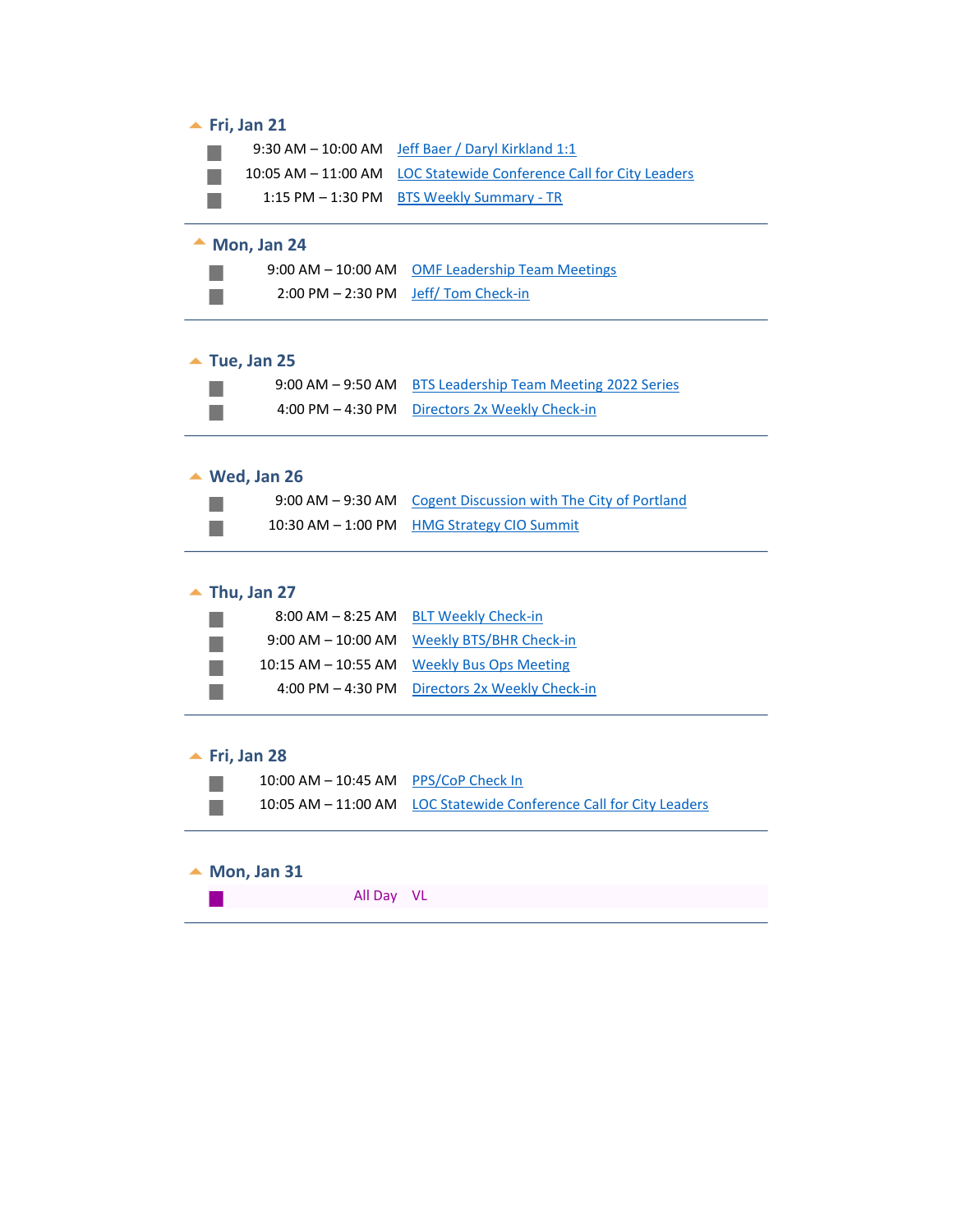## Fri, Jan 21

| Time | Event |
| --- | --- |
| 9:30 AM – 10:00 AM | Jeff Baer / Daryl Kirkland 1:1 |
| 10:05 AM – 11:00 AM | LOC Statewide Conference Call for City Leaders |
| 1:15 PM – 1:30 PM | BTS Weekly Summary - TR |

---

## Mon, Jan 24

| Time | Event |
| --- | --- |
| 9:00 AM – 10:00 AM | OMF Leadership Team Meetings |
| 2:00 PM – 2:30 PM | Jeff/ Tom Check-in |

---

## Tue, Jan 25

| Time | Event |
| --- | --- |
| 9:00 AM – 9:50 AM | BTS Leadership Team Meeting 2022 Series |
| 4:00 PM – 4:30 PM | Directors 2x Weekly Check-in |

---

## Wed, Jan 26

| Time | Event |
| --- | --- |
| 9:00 AM – 9:30 AM | Cogent Discussion with The City of Portland |
| 10:30 AM – 1:00 PM | HMG Strategy CIO Summit |

---

## Thu, Jan 27

| Time | Event |
| --- | --- |
| 8:00 AM – 8:25 AM | BLT Weekly Check-in |
| 9:00 AM – 10:00 AM | Weekly BTS/BHR Check-in |
| 10:15 AM – 10:55 AM | Weekly Bus Ops Meeting |
| 4:00 PM – 4:30 PM | Directors 2x Weekly Check-in |

---

## Fri, Jan 28

| Time | Event |
| --- | --- |
| 10:00 AM – 10:45 AM | PPS/CoP Check In |
| 10:05 AM – 11:00 AM | LOC Statewide Conference Call for City Leaders |

---

## Mon, Jan 31

| Time | Event |
| --- | --- |
| All Day | VL |

---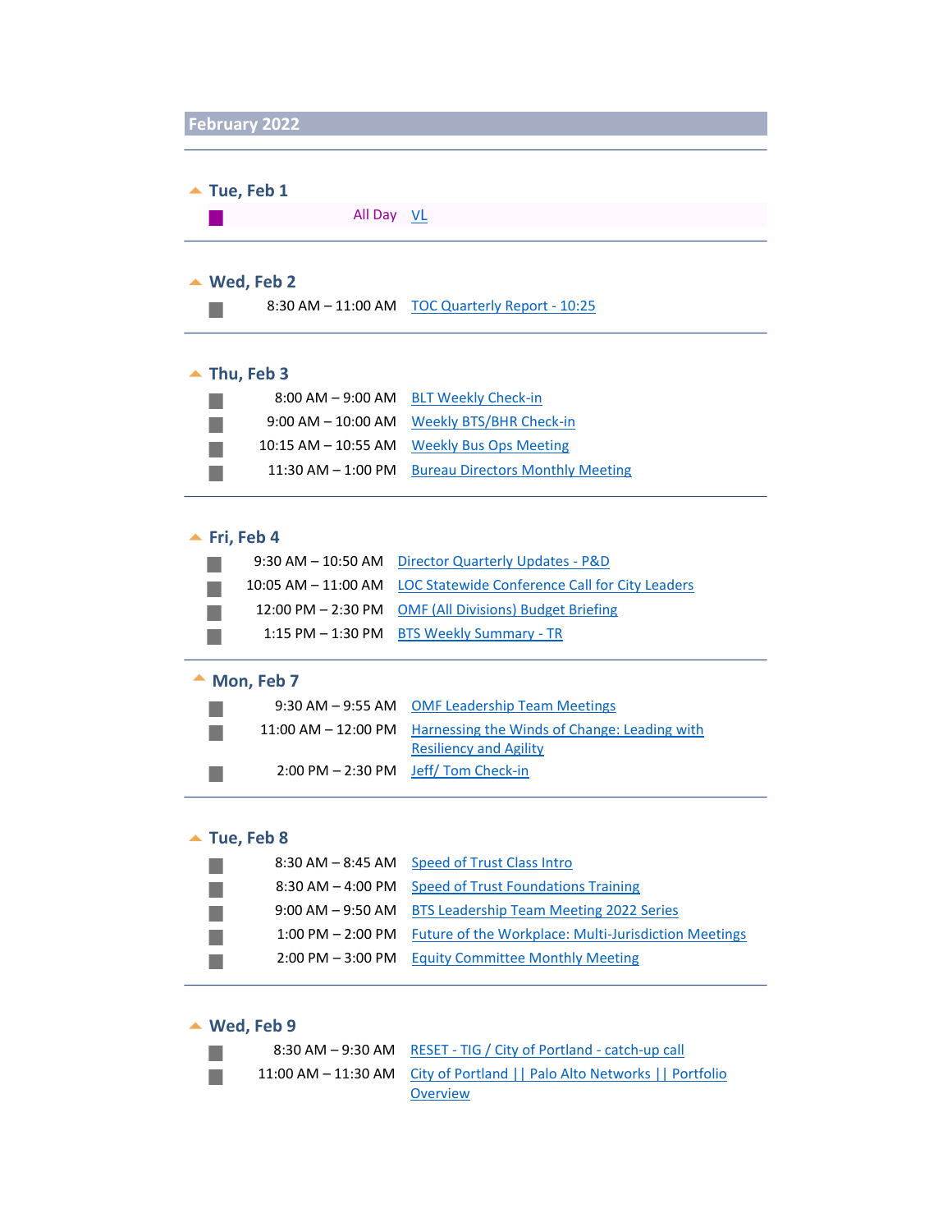## February 2022

### Tue, Feb 1

| Time | Event |
|---|---|
| All Day | VL |

### Wed, Feb 2

| Time | Event |
|---|---|
| 8:30 AM – 11:00 AM | TOC Quarterly Report - 10:25 |

### Thu, Feb 3

| Time | Event |
|---|---|
| 8:00 AM – 9:00 AM | BLT Weekly Check-in |
| 9:00 AM – 10:00 AM | Weekly BTS/BHR Check-in |
| 10:15 AM – 10:55 AM | Weekly Bus Ops Meeting |
| 11:30 AM – 1:00 PM | Bureau Directors Monthly Meeting |

### Fri, Feb 4

| Time | Event |
|---|---|
| 9:30 AM – 10:50 AM | Director Quarterly Updates - P&D |
| 10:05 AM – 11:00 AM | LOC Statewide Conference Call for City Leaders |
| 12:00 PM – 2:30 PM | OMF (All Divisions) Budget Briefing |
| 1:15 PM – 1:30 PM | BTS Weekly Summary - TR |

### Mon, Feb 7

| Time | Event |
|---|---|
| 9:30 AM – 9:55 AM | OMF Leadership Team Meetings |
| 11:00 AM – 12:00 PM | Harnessing the Winds of Change: Leading with Resiliency and Agility |
| 2:00 PM – 2:30 PM | Jeff/ Tom Check-in |

### Tue, Feb 8

| Time | Event |
|---|---|
| 8:30 AM – 8:45 AM | Speed of Trust Class Intro |
| 8:30 AM – 4:00 PM | Speed of Trust Foundations Training |
| 9:00 AM – 9:50 AM | BTS Leadership Team Meeting 2022 Series |
| 1:00 PM – 2:00 PM | Future of the Workplace: Multi-Jurisdiction Meetings |
| 2:00 PM – 3:00 PM | Equity Committee Monthly Meeting |

### Wed, Feb 9

| Time | Event |
|---|---|
| 8:30 AM – 9:30 AM | RESET - TIG / City of Portland - catch-up call |
| 11:00 AM – 11:30 AM | City of Portland \|\| Palo Alto Networks \|\| Portfolio Overview |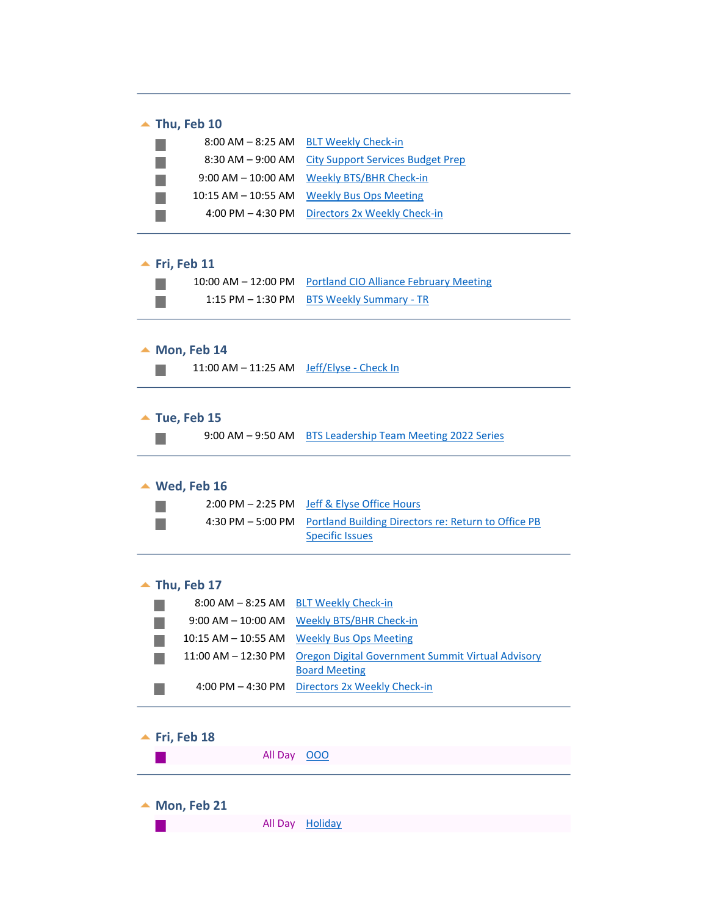---

## Thu, Feb 10

- 8:00 AM – 8:25 AM BLT Weekly Check-in
- 8:30 AM – 9:00 AM City Support Services Budget Prep
- 9:00 AM – 10:00 AM Weekly BTS/BHR Check-in
- 10:15 AM – 10:55 AM Weekly Bus Ops Meeting
- 4:00 PM – 4:30 PM Directors 2x Weekly Check-in

---

## Fri, Feb 11

- 10:00 AM – 12:00 PM Portland CIO Alliance February Meeting
- 1:15 PM – 1:30 PM BTS Weekly Summary - TR

---

## Mon, Feb 14

- 11:00 AM – 11:25 AM Jeff/Elyse - Check In

---

## Tue, Feb 15

- 9:00 AM – 9:50 AM BTS Leadership Team Meeting 2022 Series

---

## Wed, Feb 16

- 2:00 PM – 2:25 PM Jeff & Elyse Office Hours
- 4:30 PM – 5:00 PM Portland Building Directors re: Return to Office PB Specific Issues

---

## Thu, Feb 17

- 8:00 AM – 8:25 AM BLT Weekly Check-in
- 9:00 AM – 10:00 AM Weekly BTS/BHR Check-in
- 10:15 AM – 10:55 AM Weekly Bus Ops Meeting
- 11:00 AM – 12:30 PM Oregon Digital Government Summit Virtual Advisory Board Meeting
- 4:00 PM – 4:30 PM Directors 2x Weekly Check-in

---

## Fri, Feb 18

- All Day OOO

---

## Mon, Feb 21

- All Day Holiday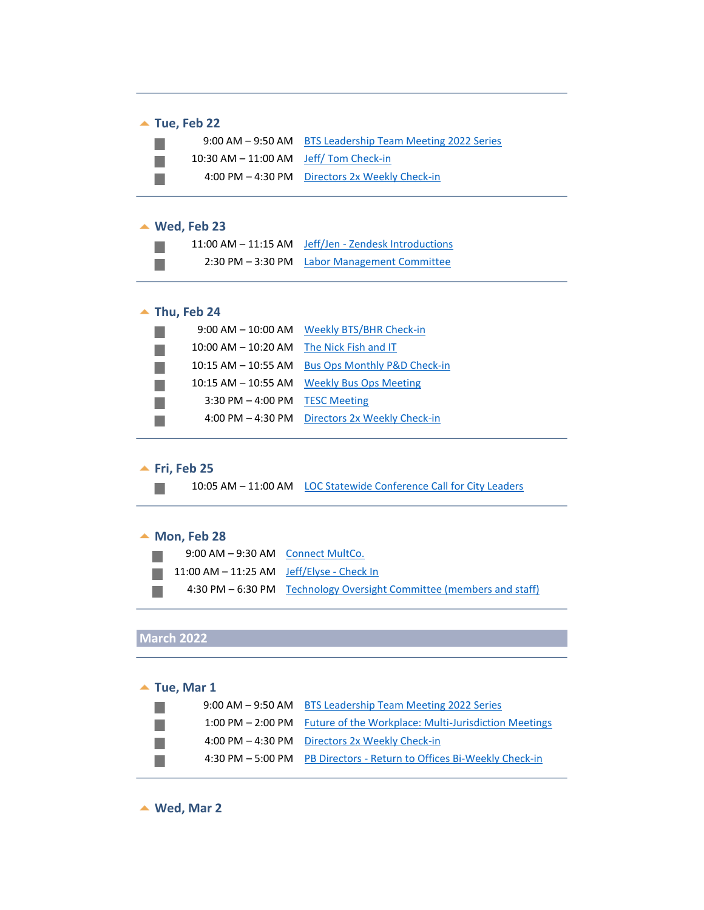### Tue, Feb 22

- 9:00 AM – 9:50 AM BTS Leadership Team Meeting 2022 Series
- 10:30 AM – 11:00 AM Jeff/ Tom Check-in
- 4:00 PM – 4:30 PM Directors 2x Weekly Check-in

### Wed, Feb 23

- 11:00 AM – 11:15 AM Jeff/Jen - Zendesk Introductions
- 2:30 PM – 3:30 PM Labor Management Committee

### Thu, Feb 24

- 9:00 AM – 10:00 AM Weekly BTS/BHR Check-in
- 10:00 AM – 10:20 AM The Nick Fish and IT
- 10:15 AM – 10:55 AM Bus Ops Monthly P&D Check-in
- 10:15 AM – 10:55 AM Weekly Bus Ops Meeting
- 3:30 PM – 4:00 PM TESC Meeting
- 4:00 PM – 4:30 PM Directors 2x Weekly Check-in

### Fri, Feb 25

- 10:05 AM – 11:00 AM LOC Statewide Conference Call for City Leaders

### Mon, Feb 28

- 9:00 AM – 9:30 AM Connect MultCo.
- 11:00 AM – 11:25 AM Jeff/Elyse - Check In
- 4:30 PM – 6:30 PM Technology Oversight Committee (members and staff)

## March 2022

### Tue, Mar 1

- 9:00 AM – 9:50 AM BTS Leadership Team Meeting 2022 Series
- 1:00 PM – 2:00 PM Future of the Workplace: Multi-Jurisdiction Meetings
- 4:00 PM – 4:30 PM Directors 2x Weekly Check-in
- 4:30 PM – 5:00 PM PB Directors - Return to Offices Bi-Weekly Check-in

### Wed, Mar 2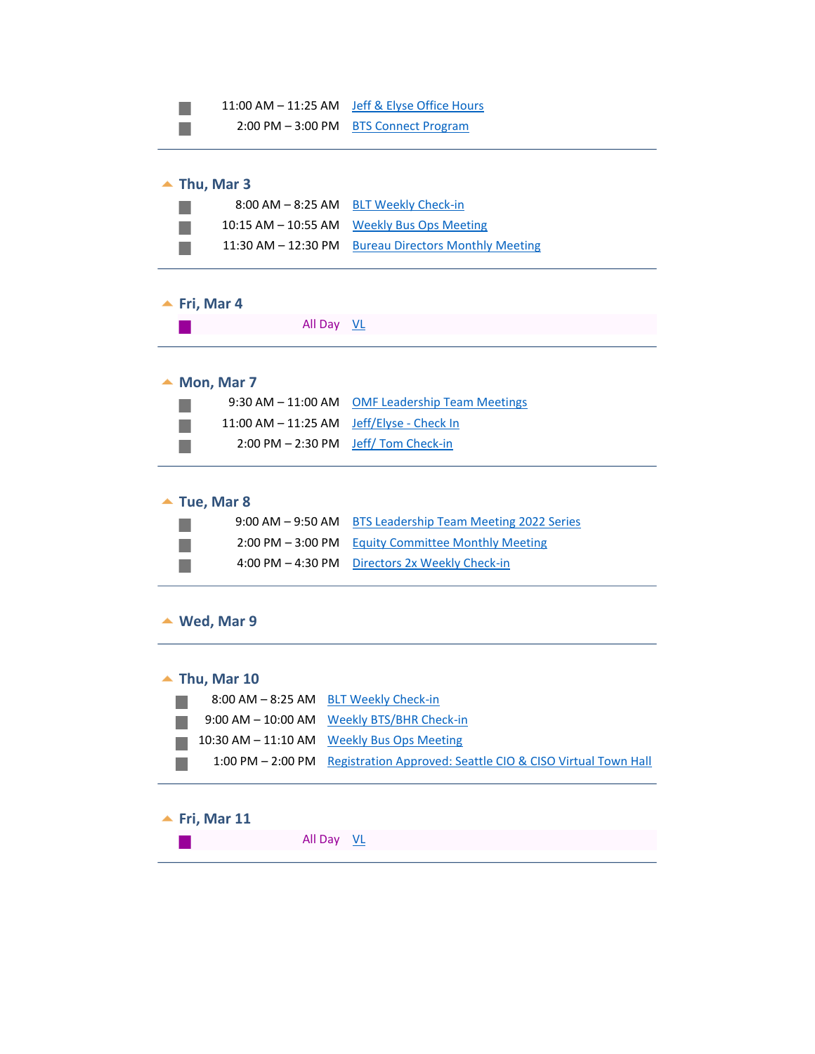| | |
|---|---|
| 11:00 AM – 11:25 AM | Jeff & Elyse Office Hours |
| 2:00 PM – 3:00 PM | BTS Connect Program |

---

## Thu, Mar 3

| | |
|---|---|
| 8:00 AM – 8:25 AM | BLT Weekly Check-in |
| 10:15 AM – 10:55 AM | Weekly Bus Ops Meeting |
| 11:30 AM – 12:30 PM | Bureau Directors Monthly Meeting |

---

## Fri, Mar 4

| | |
|---|---|
| All Day | VL |

---

## Mon, Mar 7

| | |
|---|---|
| 9:30 AM – 11:00 AM | OMF Leadership Team Meetings |
| 11:00 AM – 11:25 AM | Jeff/Elyse - Check In |
| 2:00 PM – 2:30 PM | Jeff/ Tom Check-in |

---

## Tue, Mar 8

| | |
|---|---|
| 9:00 AM – 9:50 AM | BTS Leadership Team Meeting 2022 Series |
| 2:00 PM – 3:00 PM | Equity Committee Monthly Meeting |
| 4:00 PM – 4:30 PM | Directors 2x Weekly Check-in |

---

## Wed, Mar 9

---

## Thu, Mar 10

| | |
|---|---|
| 8:00 AM – 8:25 AM | BLT Weekly Check-in |
| 9:00 AM – 10:00 AM | Weekly BTS/BHR Check-in |
| 10:30 AM – 11:10 AM | Weekly Bus Ops Meeting |
| 1:00 PM – 2:00 PM | Registration Approved: Seattle CIO & CISO Virtual Town Hall |

---

## Fri, Mar 11

| | |
|---|---|
| All Day | VL |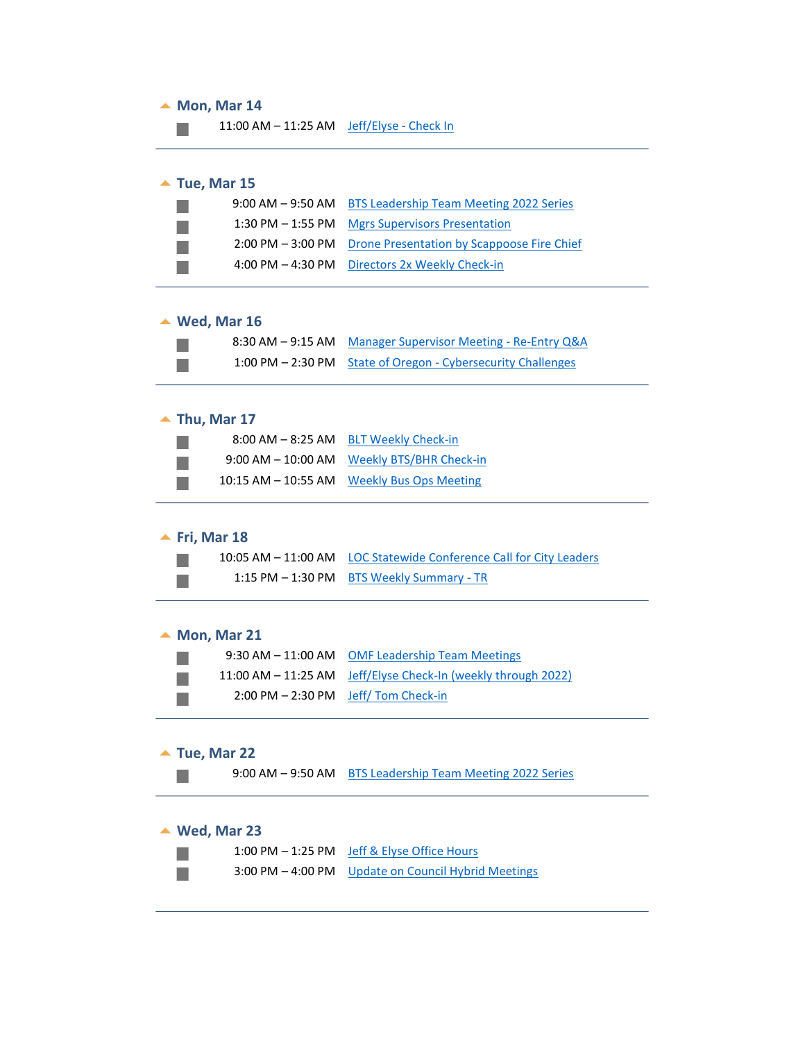## Mon, Mar 14

- 11:00 AM – 11:25 AM Jeff/Elyse - Check In

---

## Tue, Mar 15

- 9:00 AM – 9:50 AM BTS Leadership Team Meeting 2022 Series
- 1:30 PM – 1:55 PM Mgrs Supervisors Presentation
- 2:00 PM – 3:00 PM Drone Presentation by Scappoose Fire Chief
- 4:00 PM – 4:30 PM Directors 2x Weekly Check-in

---

## Wed, Mar 16

- 8:30 AM – 9:15 AM Manager Supervisor Meeting - Re-Entry Q&A
- 1:00 PM – 2:30 PM State of Oregon - Cybersecurity Challenges

---

## Thu, Mar 17

- 8:00 AM – 8:25 AM BLT Weekly Check-in
- 9:00 AM – 10:00 AM Weekly BTS/BHR Check-in
- 10:15 AM – 10:55 AM Weekly Bus Ops Meeting

---

## Fri, Mar 18

- 10:05 AM – 11:00 AM LOC Statewide Conference Call for City Leaders
- 1:15 PM – 1:30 PM BTS Weekly Summary - TR

---

## Mon, Mar 21

- 9:30 AM – 11:00 AM OMF Leadership Team Meetings
- 11:00 AM – 11:25 AM Jeff/Elyse Check-In (weekly through 2022)
- 2:00 PM – 2:30 PM Jeff/ Tom Check-in

---

## Tue, Mar 22

- 9:00 AM – 9:50 AM BTS Leadership Team Meeting 2022 Series

---

## Wed, Mar 23

- 1:00 PM – 1:25 PM Jeff & Elyse Office Hours
- 3:00 PM – 4:00 PM Update on Council Hybrid Meetings

---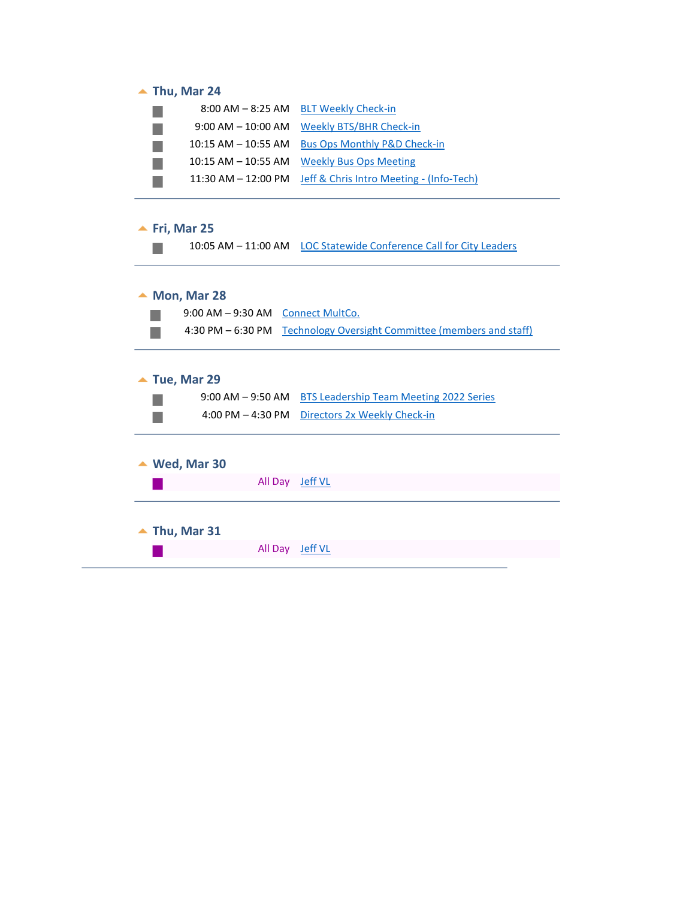## Thu, Mar 24

| | |
|---|---|
| 8:00 AM – 8:25 AM | BLT Weekly Check-in |
| 9:00 AM – 10:00 AM | Weekly BTS/BHR Check-in |
| 10:15 AM – 10:55 AM | Bus Ops Monthly P&D Check-in |
| 10:15 AM – 10:55 AM | Weekly Bus Ops Meeting |
| 11:30 AM – 12:00 PM | Jeff & Chris Intro Meeting - (Info-Tech) |

## Fri, Mar 25

| | |
|---|---|
| 10:05 AM – 11:00 AM | LOC Statewide Conference Call for City Leaders |

## Mon, Mar 28

| | |
|---|---|
| 9:00 AM – 9:30 AM | Connect MultCo. |
| 4:30 PM – 6:30 PM | Technology Oversight Committee (members and staff) |

## Tue, Mar 29

| | |
|---|---|
| 9:00 AM – 9:50 AM | BTS Leadership Team Meeting 2022 Series |
| 4:00 PM – 4:30 PM | Directors 2x Weekly Check-in |

## Wed, Mar 30

| | |
|---|---|
| All Day | Jeff VL |

## Thu, Mar 31

| | |
|---|---|
| All Day | Jeff VL |